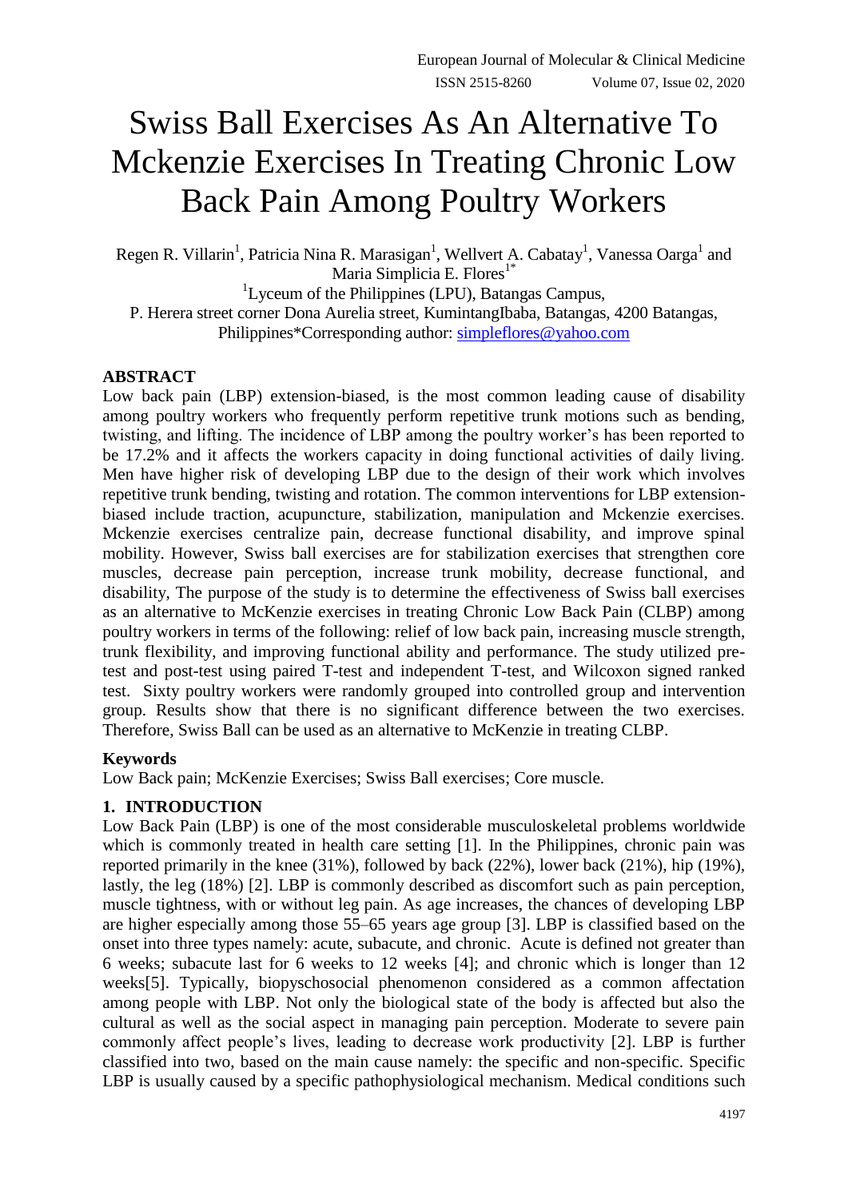# Swiss Ball Exercises As An Alternative To Mckenzie Exercises In Treating Chronic Low Back Pain Among Poultry Workers

Regen R. Villarin[1], Patricia Nina R. Marasigan[1], Wellvert A. Cabatay[1], Vanessa Oarga[1] and Maria Simplicia E. Flores[1*]

[1]Lyceum of the Philippines (LPU), Batangas Campus,
P. Herera street corner Dona Aurelia street, KumintangIbaba, Batangas, 4200 Batangas, Philippines*Corresponding author: simpleflores@yahoo.com

## ABSTRACT

Low back pain (LBP) extension-biased, is the most common leading cause of disability among poultry workers who frequently perform repetitive trunk motions such as bending, twisting, and lifting. The incidence of LBP among the poultry worker's has been reported to be 17.2% and it affects the workers capacity in doing functional activities of daily living. Men have higher risk of developing LBP due to the design of their work which involves repetitive trunk bending, twisting and rotation. The common interventions for LBP extension-biased include traction, acupuncture, stabilization, manipulation and Mckenzie exercises. Mckenzie exercises centralize pain, decrease functional disability, and improve spinal mobility. However, Swiss ball exercises are for stabilization exercises that strengthen core muscles, decrease pain perception, increase trunk mobility, decrease functional, and disability, The purpose of the study is to determine the effectiveness of Swiss ball exercises as an alternative to McKenzie exercises in treating Chronic Low Back Pain (CLBP) among poultry workers in terms of the following: relief of low back pain, increasing muscle strength, trunk flexibility, and improving functional ability and performance. The study utilized pre-test and post-test using paired T-test and independent T-test, and Wilcoxon signed ranked test. Sixty poultry workers were randomly grouped into controlled group and intervention group. Results show that there is no significant difference between the two exercises. Therefore, Swiss Ball can be used as an alternative to McKenzie in treating CLBP.

### Keywords

Low Back pain; McKenzie Exercises; Swiss Ball exercises; Core muscle.

## 1. INTRODUCTION

Low Back Pain (LBP) is one of the most considerable musculoskeletal problems worldwide which is commonly treated in health care setting [1]. In the Philippines, chronic pain was reported primarily in the knee (31%), followed by back (22%), lower back (21%), hip (19%), lastly, the leg (18%) [2]. LBP is commonly described as discomfort such as pain perception, muscle tightness, with or without leg pain. As age increases, the chances of developing LBP are higher especially among those 55–65 years age group [3]. LBP is classified based on the onset into three types namely: acute, subacute, and chronic. Acute is defined not greater than 6 weeks; subacute last for 6 weeks to 12 weeks [4]; and chronic which is longer than 12 weeks[5]. Typically, biopyschosocial phenomenon considered as a common affectation among people with LBP. Not only the biological state of the body is affected but also the cultural as well as the social aspect in managing pain perception. Moderate to severe pain commonly affect people's lives, leading to decrease work productivity [2]. LBP is further classified into two, based on the main cause namely: the specific and non-specific. Specific LBP is usually caused by a specific pathophysiological mechanism. Medical conditions such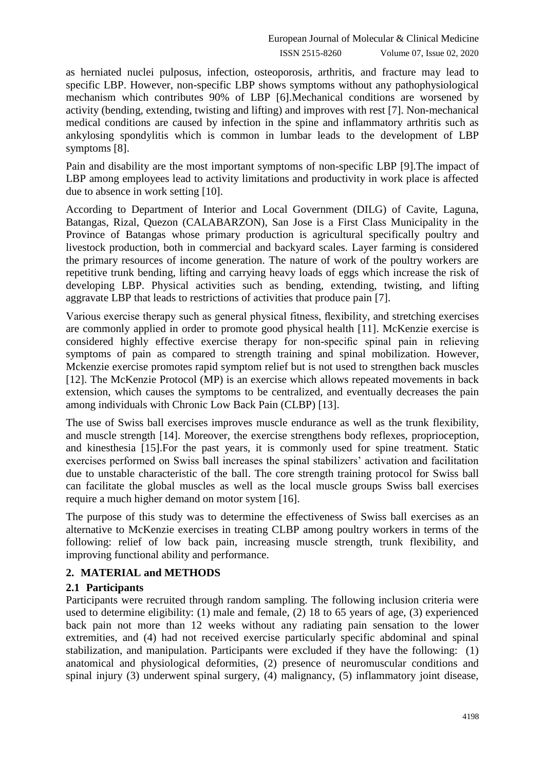as herniated nuclei pulposus, infection, osteoporosis, arthritis, and fracture may lead to specific LBP. However, non-specific LBP shows symptoms without any pathophysiological mechanism which contributes 90% of LBP [6].Mechanical conditions are worsened by activity (bending, extending, twisting and lifting) and improves with rest [7]. Non-mechanical medical conditions are caused by infection in the spine and inflammatory arthritis such as ankylosing spondylitis which is common in lumbar leads to the development of LBP symptoms [8].

Pain and disability are the most important symptoms of non-specific LBP [9].The impact of LBP among employees lead to activity limitations and productivity in work place is affected due to absence in work setting [10].

According to Department of Interior and Local Government (DILG) of Cavite, Laguna, Batangas, Rizal, Quezon (CALABARZON), San Jose is a First Class Municipality in the Province of Batangas whose primary production is agricultural specifically poultry and livestock production, both in commercial and backyard scales. Layer farming is considered the primary resources of income generation. The nature of work of the poultry workers are repetitive trunk bending, lifting and carrying heavy loads of eggs which increase the risk of developing LBP. Physical activities such as bending, extending, twisting, and lifting aggravate LBP that leads to restrictions of activities that produce pain [7].

Various exercise therapy such as general physical fitness, flexibility, and stretching exercises are commonly applied in order to promote good physical health [11]. McKenzie exercise is considered highly effective exercise therapy for non-specific spinal pain in relieving symptoms of pain as compared to strength training and spinal mobilization. However, Mckenzie exercise promotes rapid symptom relief but is not used to strengthen back muscles [12]. The McKenzie Protocol (MP) is an exercise which allows repeated movements in back extension, which causes the symptoms to be centralized, and eventually decreases the pain among individuals with Chronic Low Back Pain (CLBP) [13].

The use of Swiss ball exercises improves muscle endurance as well as the trunk flexibility, and muscle strength [14]. Moreover, the exercise strengthens body reflexes, proprioception, and kinesthesia [15].For the past years, it is commonly used for spine treatment. Static exercises performed on Swiss ball increases the spinal stabilizers' activation and facilitation due to unstable characteristic of the ball. The core strength training protocol for Swiss ball can facilitate the global muscles as well as the local muscle groups Swiss ball exercises require a much higher demand on motor system [16].

The purpose of this study was to determine the effectiveness of Swiss ball exercises as an alternative to McKenzie exercises in treating CLBP among poultry workers in terms of the following: relief of low back pain, increasing muscle strength, trunk flexibility, and improving functional ability and performance.

## 2. MATERIAL and METHODS

### 2.1 Participants

Participants were recruited through random sampling. The following inclusion criteria were used to determine eligibility: (1) male and female, (2) 18 to 65 years of age, (3) experienced back pain not more than 12 weeks without any radiating pain sensation to the lower extremities, and (4) had not received exercise particularly specific abdominal and spinal stabilization, and manipulation. Participants were excluded if they have the following: (1) anatomical and physiological deformities, (2) presence of neuromuscular conditions and spinal injury (3) underwent spinal surgery, (4) malignancy, (5) inflammatory joint disease,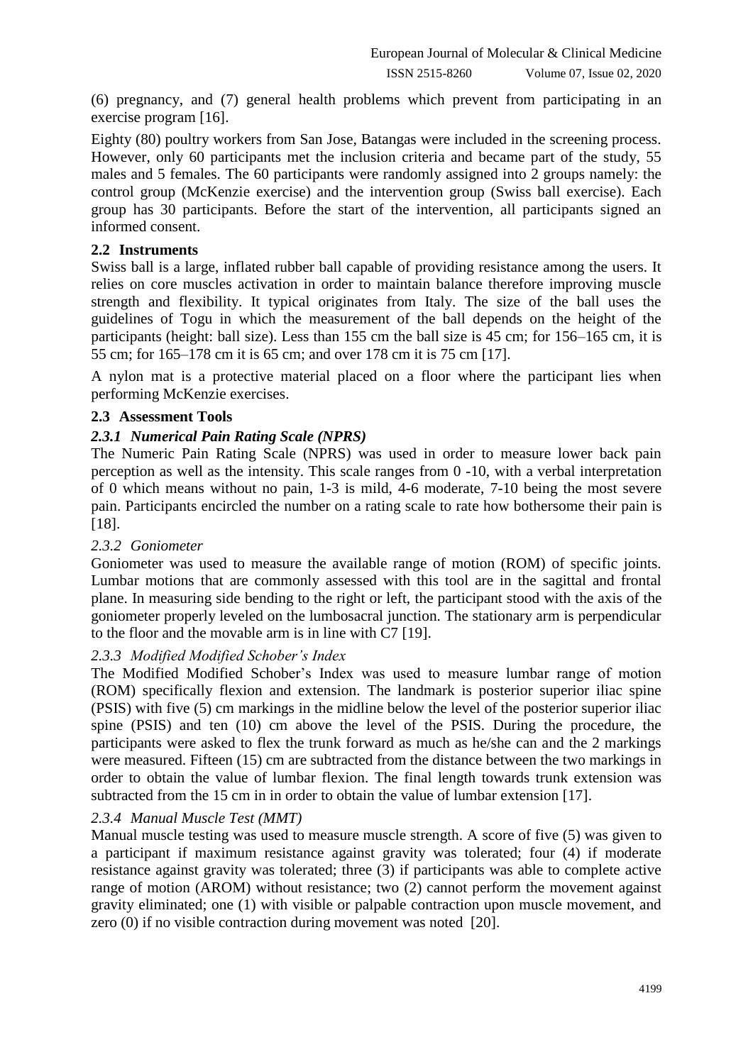(6) pregnancy, and (7) general health problems which prevent from participating in an exercise program [16].

Eighty (80) poultry workers from San Jose, Batangas were included in the screening process. However, only 60 participants met the inclusion criteria and became part of the study, 55 males and 5 females. The 60 participants were randomly assigned into 2 groups namely: the control group (McKenzie exercise) and the intervention group (Swiss ball exercise). Each group has 30 participants. Before the start of the intervention, all participants signed an informed consent.

### 2.2 Instruments

Swiss ball is a large, inflated rubber ball capable of providing resistance among the users. It relies on core muscles activation in order to maintain balance therefore improving muscle strength and flexibility. It typical originates from Italy. The size of the ball uses the guidelines of Togu in which the measurement of the ball depends on the height of the participants (height: ball size). Less than 155 cm the ball size is 45 cm; for 156–165 cm, it is 55 cm; for 165–178 cm it is 65 cm; and over 178 cm it is 75 cm [17].

A nylon mat is a protective material placed on a floor where the participant lies when performing McKenzie exercises.

### 2.3 Assessment Tools

#### *2.3.1 Numerical Pain Rating Scale (NPRS)*

The Numeric Pain Rating Scale (NPRS) was used in order to measure lower back pain perception as well as the intensity. This scale ranges from 0 -10, with a verbal interpretation of 0 which means without no pain, 1-3 is mild, 4-6 moderate, 7-10 being the most severe pain. Participants encircled the number on a rating scale to rate how bothersome their pain is [18].

#### *2.3.2 Goniometer*

Goniometer was used to measure the available range of motion (ROM) of specific joints. Lumbar motions that are commonly assessed with this tool are in the sagittal and frontal plane. In measuring side bending to the right or left, the participant stood with the axis of the goniometer properly leveled on the lumbosacral junction. The stationary arm is perpendicular to the floor and the movable arm is in line with C7 [19].

#### *2.3.3 Modified Modified Schober's Index*

The Modified Modified Schober's Index was used to measure lumbar range of motion (ROM) specifically flexion and extension. The landmark is posterior superior iliac spine (PSIS) with five (5) cm markings in the midline below the level of the posterior superior iliac spine (PSIS) and ten (10) cm above the level of the PSIS. During the procedure, the participants were asked to flex the trunk forward as much as he/she can and the 2 markings were measured. Fifteen (15) cm are subtracted from the distance between the two markings in order to obtain the value of lumbar flexion. The final length towards trunk extension was subtracted from the 15 cm in in order to obtain the value of lumbar extension [17].

#### *2.3.4 Manual Muscle Test (MMT)*

Manual muscle testing was used to measure muscle strength. A score of five (5) was given to a participant if maximum resistance against gravity was tolerated; four (4) if moderate resistance against gravity was tolerated; three (3) if participants was able to complete active range of motion (AROM) without resistance; two (2) cannot perform the movement against gravity eliminated; one (1) with visible or palpable contraction upon muscle movement, and zero (0) if no visible contraction during movement was noted [20].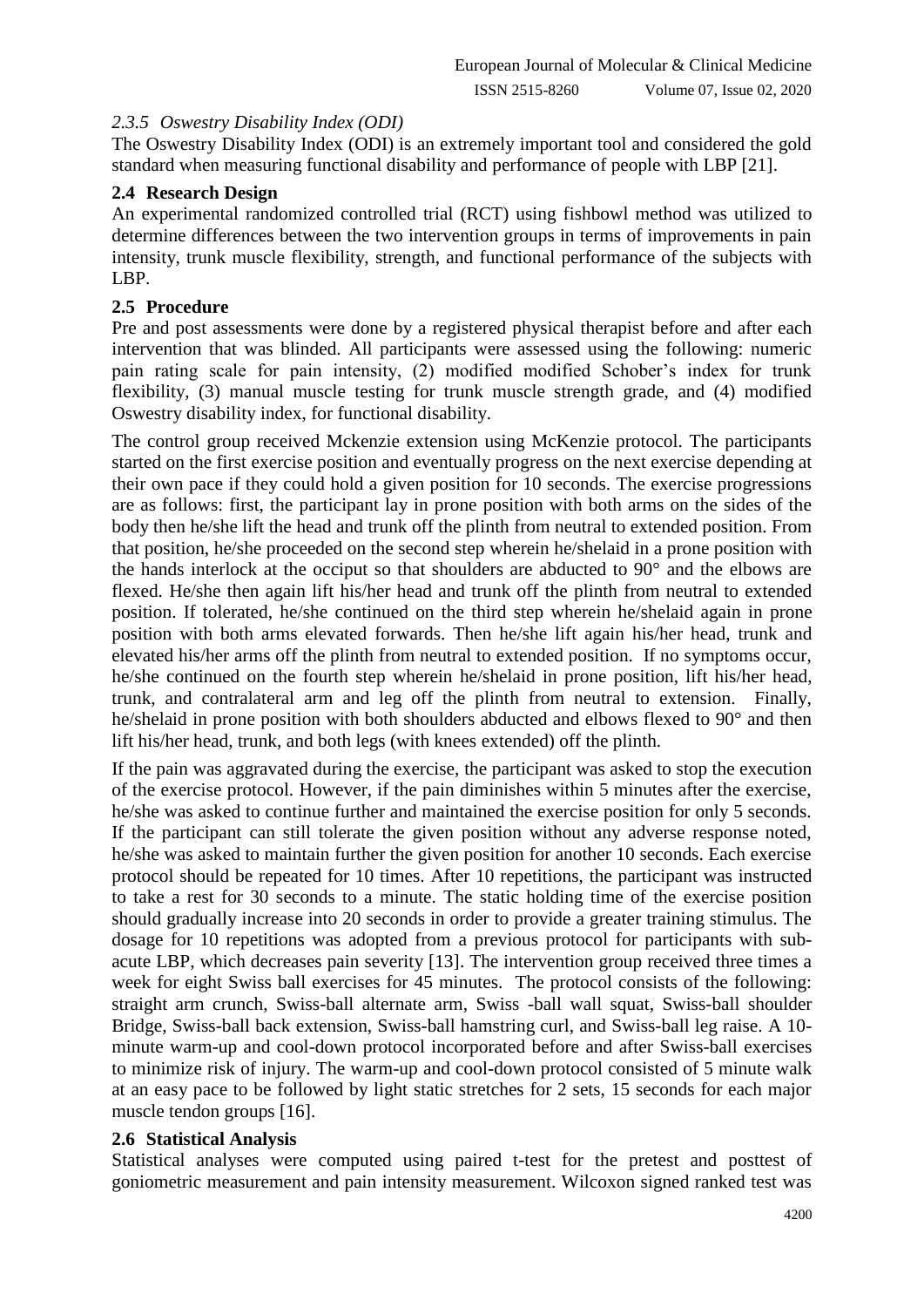### 2.3.5 *Oswestry Disability Index (ODI)*

The Oswestry Disability Index (ODI) is an extremely important tool and considered the gold standard when measuring functional disability and performance of people with LBP [21].

### 2.4 Research Design

An experimental randomized controlled trial (RCT) using fishbowl method was utilized to determine differences between the two intervention groups in terms of improvements in pain intensity, trunk muscle flexibility, strength, and functional performance of the subjects with LBP.

### 2.5 Procedure

Pre and post assessments were done by a registered physical therapist before and after each intervention that was blinded. All participants were assessed using the following: numeric pain rating scale for pain intensity, (2) modified modified Schober's index for trunk flexibility, (3) manual muscle testing for trunk muscle strength grade, and (4) modified Oswestry disability index, for functional disability.

The control group received Mckenzie extension using McKenzie protocol. The participants started on the first exercise position and eventually progress on the next exercise depending at their own pace if they could hold a given position for 10 seconds. The exercise progressions are as follows: first, the participant lay in prone position with both arms on the sides of the body then he/she lift the head and trunk off the plinth from neutral to extended position. From that position, he/she proceeded on the second step wherein he/shelaid in a prone position with the hands interlock at the occiput so that shoulders are abducted to 90° and the elbows are flexed. He/she then again lift his/her head and trunk off the plinth from neutral to extended position. If tolerated, he/she continued on the third step wherein he/shelaid again in prone position with both arms elevated forwards. Then he/she lift again his/her head, trunk and elevated his/her arms off the plinth from neutral to extended position. If no symptoms occur, he/she continued on the fourth step wherein he/shelaid in prone position, lift his/her head, trunk, and contralateral arm and leg off the plinth from neutral to extension. Finally, he/shelaid in prone position with both shoulders abducted and elbows flexed to 90° and then lift his/her head, trunk, and both legs (with knees extended) off the plinth.

If the pain was aggravated during the exercise, the participant was asked to stop the execution of the exercise protocol. However, if the pain diminishes within 5 minutes after the exercise, he/she was asked to continue further and maintained the exercise position for only 5 seconds. If the participant can still tolerate the given position without any adverse response noted, he/she was asked to maintain further the given position for another 10 seconds. Each exercise protocol should be repeated for 10 times. After 10 repetitions, the participant was instructed to take a rest for 30 seconds to a minute. The static holding time of the exercise position should gradually increase into 20 seconds in order to provide a greater training stimulus. The dosage for 10 repetitions was adopted from a previous protocol for participants with sub-acute LBP, which decreases pain severity [13]. The intervention group received three times a week for eight Swiss ball exercises for 45 minutes. The protocol consists of the following: straight arm crunch, Swiss-ball alternate arm, Swiss -ball wall squat, Swiss-ball shoulder Bridge, Swiss-ball back extension, Swiss-ball hamstring curl, and Swiss-ball leg raise. A 10-minute warm-up and cool-down protocol incorporated before and after Swiss-ball exercises to minimize risk of injury. The warm-up and cool-down protocol consisted of 5 minute walk at an easy pace to be followed by light static stretches for 2 sets, 15 seconds for each major muscle tendon groups [16].

### 2.6 Statistical Analysis

Statistical analyses were computed using paired t-test for the pretest and posttest of goniometric measurement and pain intensity measurement. Wilcoxon signed ranked test was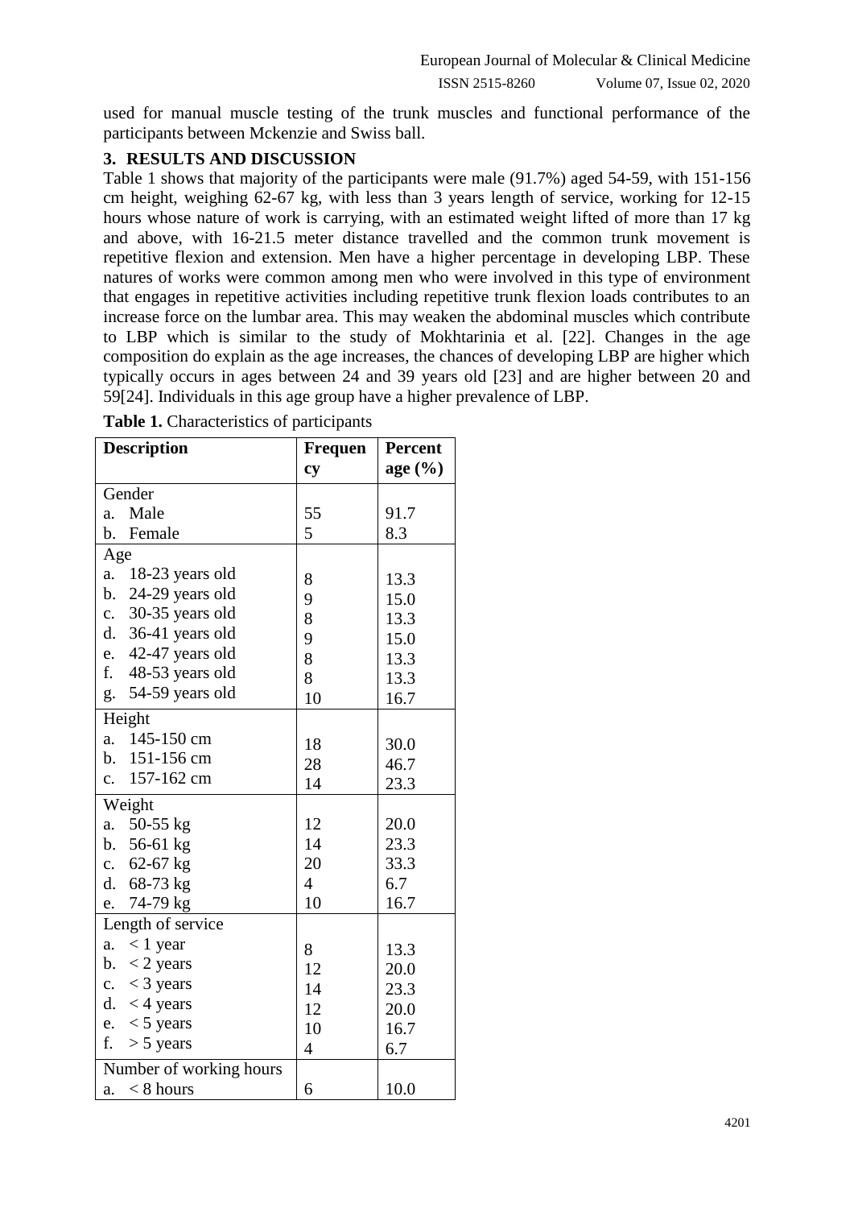used for manual muscle testing of the trunk muscles and functional performance of the participants between Mckenzie and Swiss ball.

## 3. RESULTS AND DISCUSSION

Table 1 shows that majority of the participants were male (91.7%) aged 54-59, with 151-156 cm height, weighing 62-67 kg, with less than 3 years length of service, working for 12-15 hours whose nature of work is carrying, with an estimated weight lifted of more than 17 kg and above, with 16-21.5 meter distance travelled and the common trunk movement is repetitive flexion and extension. Men have a higher percentage in developing LBP. These natures of works were common among men who were involved in this type of environment that engages in repetitive activities including repetitive trunk flexion loads contributes to an increase force on the lumbar area. This may weaken the abdominal muscles which contribute to LBP which is similar to the study of Mokhtarinia et al. [22]. Changes in the age composition do explain as the age increases, the chances of developing LBP are higher which typically occurs in ages between 24 and 39 years old [23] and are higher between 20 and 59[24]. Individuals in this age group have a higher prevalence of LBP.

**Table 1.** Characteristics of participants

| Description | Frequency | Percentage (%) |
|---|---|---|
| Gender | | |
| a. Male | 55 | 91.7 |
| b. Female | 5 | 8.3 |
| Age | | |
| a. 18-23 years old | 8 | 13.3 |
| b. 24-29 years old | 9 | 15.0 |
| c. 30-35 years old | 8 | 13.3 |
| d. 36-41 years old | 9 | 15.0 |
| e. 42-47 years old | 8 | 13.3 |
| f. 48-53 years old | 8 | 13.3 |
| g. 54-59 years old | 10 | 16.7 |
| Height | | |
| a. 145-150 cm | 18 | 30.0 |
| b. 151-156 cm | 28 | 46.7 |
| c. 157-162 cm | 14 | 23.3 |
| Weight | | |
| a. 50-55 kg | 12 | 20.0 |
| b. 56-61 kg | 14 | 23.3 |
| c. 62-67 kg | 20 | 33.3 |
| d. 68-73 kg | 4 | 6.7 |
| e. 74-79 kg | 10 | 16.7 |
| Length of service | | |
| a. < 1 year | 8 | 13.3 |
| b. < 2 years | 12 | 20.0 |
| c. < 3 years | 14 | 23.3 |
| d. < 4 years | 12 | 20.0 |
| e. < 5 years | 10 | 16.7 |
| f. > 5 years | 4 | 6.7 |
| Number of working hours | | |
| a. < 8 hours | 6 | 10.0 |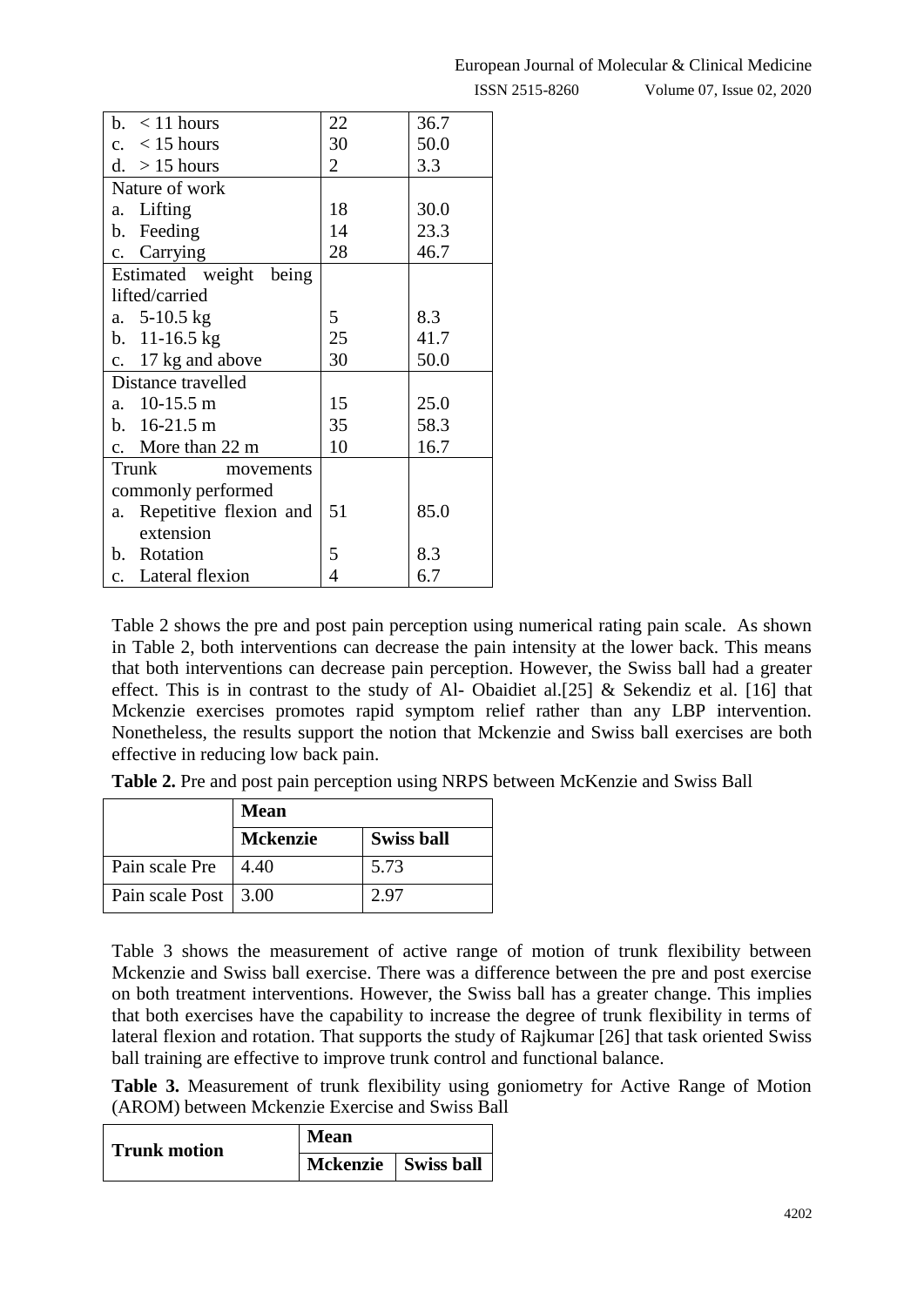| | | |
|---|---|---|
| b. < 11 hours | 22 | 36.7 |
| c. < 15 hours | 30 | 50.0 |
| d. > 15 hours | 2 | 3.3 |
| Nature of work | | |
| a. Lifting | 18 | 30.0 |
| b. Feeding | 14 | 23.3 |
| c. Carrying | 28 | 46.7 |
| Estimated weight being lifted/carried | | |
| a. 5-10.5 kg | 5 | 8.3 |
| b. 11-16.5 kg | 25 | 41.7 |
| c. 17 kg and above | 30 | 50.0 |
| Distance travelled | | |
| a. 10-15.5 m | 15 | 25.0 |
| b. 16-21.5 m | 35 | 58.3 |
| c. More than 22 m | 10 | 16.7 |
| Trunk movements commonly performed | | |
| a. Repetitive flexion and extension | 51 | 85.0 |
| b. Rotation | 5 | 8.3 |
| c. Lateral flexion | 4 | 6.7 |

Table 2 shows the pre and post pain perception using numerical rating pain scale. As shown in Table 2, both interventions can decrease the pain intensity at the lower back. This means that both interventions can decrease pain perception. However, the Swiss ball had a greater effect. This is in contrast to the study of Al- Obaidiet al.[25] & Sekendiz et al. [16] that Mckenzie exercises promotes rapid symptom relief rather than any LBP intervention. Nonetheless, the results support the notion that Mckenzie and Swiss ball exercises are both effective in reducing low back pain.

**Table 2.** Pre and post pain perception using NRPS between McKenzie and Swiss Ball

| | **Mean** | |
|---|---|---|
| | **Mckenzie** | **Swiss ball** |
| Pain scale Pre | 4.40 | 5.73 |
| Pain scale Post | 3.00 | 2.97 |

Table 3 shows the measurement of active range of motion of trunk flexibility between Mckenzie and Swiss ball exercise. There was a difference between the pre and post exercise on both treatment interventions. However, the Swiss ball has a greater change. This implies that both exercises have the capability to increase the degree of trunk flexibility in terms of lateral flexion and rotation. That supports the study of Rajkumar [26] that task oriented Swiss ball training are effective to improve trunk control and functional balance.

**Table 3.** Measurement of trunk flexibility using goniometry for Active Range of Motion (AROM) between Mckenzie Exercise and Swiss Ball

| **Trunk motion** | **Mean** | |
|---|---|---|
| | **Mckenzie** | **Swiss ball** |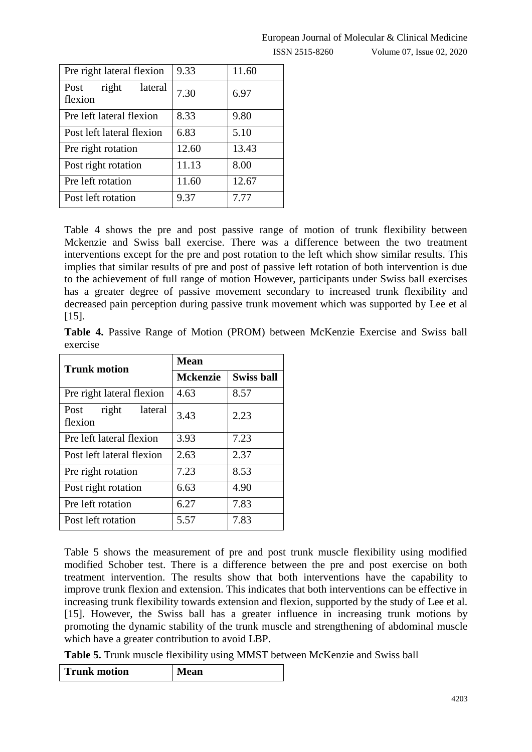| | | |
|---|---|---|
| Pre right lateral flexion | 9.33 | 11.60 |
| Post right lateral flexion | 7.30 | 6.97 |
| Pre left lateral flexion | 8.33 | 9.80 |
| Post left lateral flexion | 6.83 | 5.10 |
| Pre right rotation | 12.60 | 13.43 |
| Post right rotation | 11.13 | 8.00 |
| Pre left rotation | 11.60 | 12.67 |
| Post left rotation | 9.37 | 7.77 |

Table 4 shows the pre and post passive range of motion of trunk flexibility between Mckenzie and Swiss ball exercise. There was a difference between the two treatment interventions except for the pre and post rotation to the left which show similar results. This implies that similar results of pre and post of passive left rotation of both intervention is due to the achievement of full range of motion However, participants under Swiss ball exercises has a greater degree of passive movement secondary to increased trunk flexibility and decreased pain perception during passive trunk movement which was supported by Lee et al [15].

**Table 4.** Passive Range of Motion (PROM) between McKenzie Exercise and Swiss ball exercise

| **Trunk motion** | **Mean** | |
|---|---|---|
| | **Mckenzie** | **Swiss ball** |
| Pre right lateral flexion | 4.63 | 8.57 |
| Post right lateral flexion | 3.43 | 2.23 |
| Pre left lateral flexion | 3.93 | 7.23 |
| Post left lateral flexion | 2.63 | 2.37 |
| Pre right rotation | 7.23 | 8.53 |
| Post right rotation | 6.63 | 4.90 |
| Pre left rotation | 6.27 | 7.83 |
| Post left rotation | 5.57 | 7.83 |

Table 5 shows the measurement of pre and post trunk muscle flexibility using modified modified Schober test. There is a difference between the pre and post exercise on both treatment intervention. The results show that both interventions have the capability to improve trunk flexion and extension. This indicates that both interventions can be effective in increasing trunk flexibility towards extension and flexion, supported by the study of Lee et al. [15]. However, the Swiss ball has a greater influence in increasing trunk motions by promoting the dynamic stability of the trunk muscle and strengthening of abdominal muscle which have a greater contribution to avoid LBP.

**Table 5.** Trunk muscle flexibility using MMST between McKenzie and Swiss ball

| **Trunk motion** | **Mean** |
|---|---|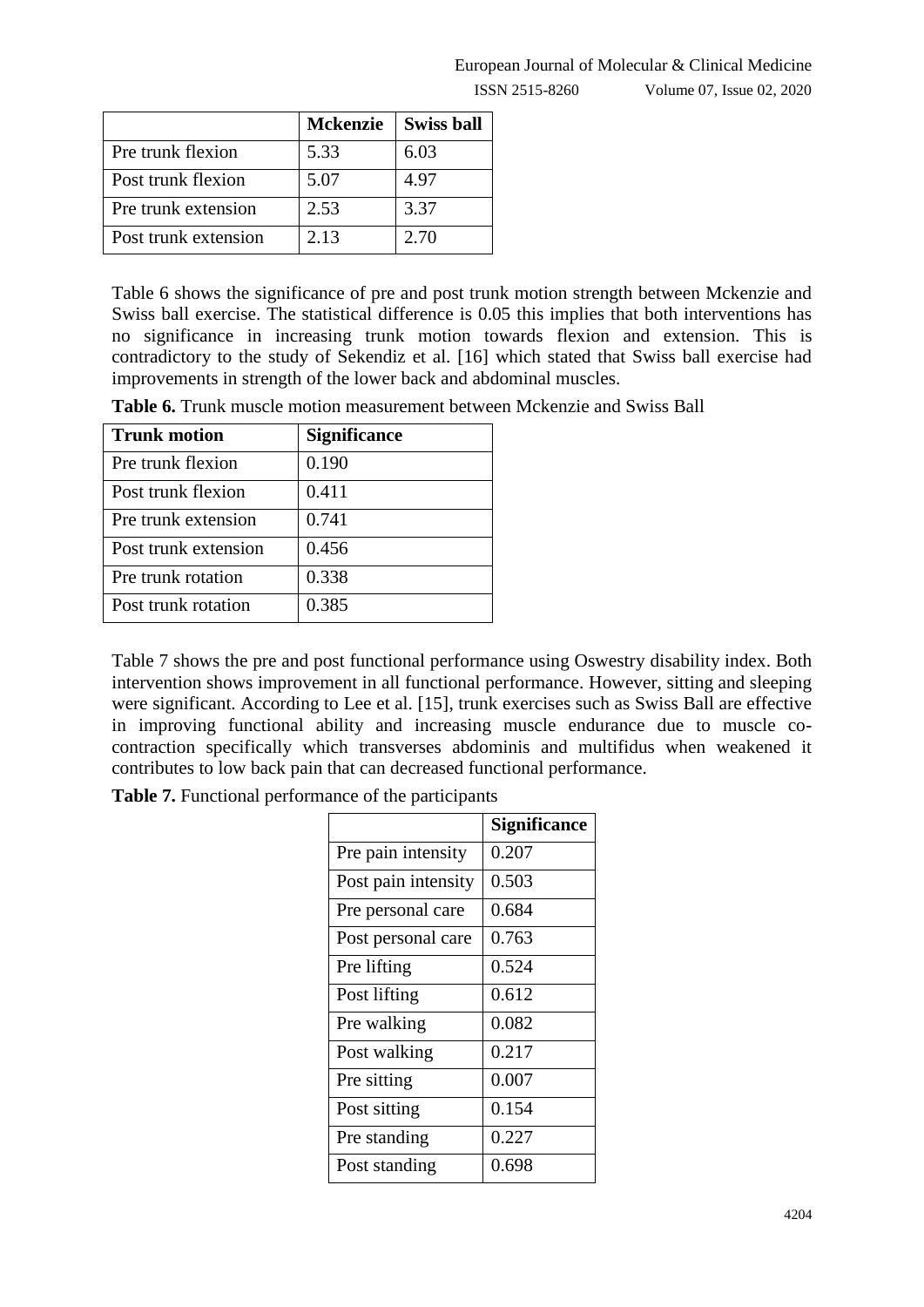| | Mckenzie | Swiss ball |
|---|---|---|
| Pre trunk flexion | 5.33 | 6.03 |
| Post trunk flexion | 5.07 | 4.97 |
| Pre trunk extension | 2.53 | 3.37 |
| Post trunk extension | 2.13 | 2.70 |

Table 6 shows the significance of pre and post trunk motion strength between Mckenzie and Swiss ball exercise. The statistical difference is 0.05 this implies that both interventions has no significance in increasing trunk motion towards flexion and extension. This is contradictory to the study of Sekendiz et al. [16] which stated that Swiss ball exercise had improvements in strength of the lower back and abdominal muscles.

**Table 6.** Trunk muscle motion measurement between Mckenzie and Swiss Ball

| Trunk motion | Significance |
|---|---|
| Pre trunk flexion | 0.190 |
| Post trunk flexion | 0.411 |
| Pre trunk extension | 0.741 |
| Post trunk extension | 0.456 |
| Pre trunk rotation | 0.338 |
| Post trunk rotation | 0.385 |

Table 7 shows the pre and post functional performance using Oswestry disability index. Both intervention shows improvement in all functional performance. However, sitting and sleeping were significant. According to Lee et al. [15], trunk exercises such as Swiss Ball are effective in improving functional ability and increasing muscle endurance due to muscle co-contraction specifically which transverses abdominis and multifidus when weakened it contributes to low back pain that can decreased functional performance.

**Table 7.** Functional performance of the participants

| | Significance |
|---|---|
| Pre pain intensity | 0.207 |
| Post pain intensity | 0.503 |
| Pre personal care | 0.684 |
| Post personal care | 0.763 |
| Pre lifting | 0.524 |
| Post lifting | 0.612 |
| Pre walking | 0.082 |
| Post walking | 0.217 |
| Pre sitting | 0.007 |
| Post sitting | 0.154 |
| Pre standing | 0.227 |
| Post standing | 0.698 |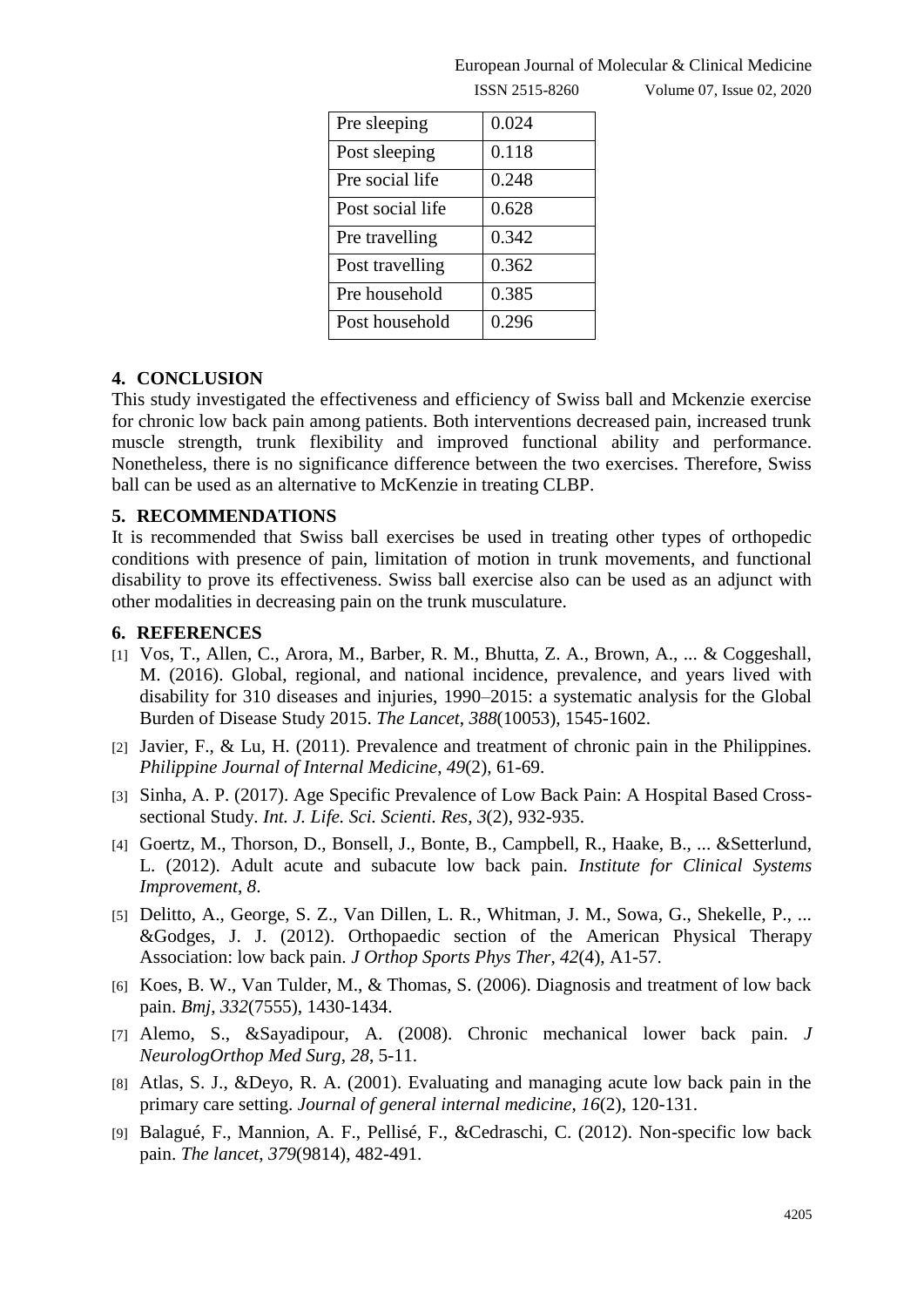| Pre sleeping | 0.024 |
|---|---|
| Post sleeping | 0.118 |
| Pre social life | 0.248 |
| Post social life | 0.628 |
| Pre travelling | 0.342 |
| Post travelling | 0.362 |
| Pre household | 0.385 |
| Post household | 0.296 |

## 4. CONCLUSION

This study investigated the effectiveness and efficiency of Swiss ball and Mckenzie exercise for chronic low back pain among patients. Both interventions decreased pain, increased trunk muscle strength, trunk flexibility and improved functional ability and performance. Nonetheless, there is no significance difference between the two exercises. Therefore, Swiss ball can be used as an alternative to McKenzie in treating CLBP.

## 5. RECOMMENDATIONS

It is recommended that Swiss ball exercises be used in treating other types of orthopedic conditions with presence of pain, limitation of motion in trunk movements, and functional disability to prove its effectiveness. Swiss ball exercise also can be used as an adjunct with other modalities in decreasing pain on the trunk musculature.

## 6. REFERENCES

[1] Vos, T., Allen, C., Arora, M., Barber, R. M., Bhutta, Z. A., Brown, A., ... & Coggeshall, M. (2016). Global, regional, and national incidence, prevalence, and years lived with disability for 310 diseases and injuries, 1990–2015: a systematic analysis for the Global Burden of Disease Study 2015. *The Lancet*, *388*(10053), 1545-1602.

[2] Javier, F., & Lu, H. (2011). Prevalence and treatment of chronic pain in the Philippines. *Philippine Journal of Internal Medicine*, *49*(2), 61-69.

[3] Sinha, A. P. (2017). Age Specific Prevalence of Low Back Pain: A Hospital Based Cross-sectional Study. *Int. J. Life. Sci. Scienti. Res*, *3*(2), 932-935.

[4] Goertz, M., Thorson, D., Bonsell, J., Bonte, B., Campbell, R., Haake, B., ... &Setterlund, L. (2012). Adult acute and subacute low back pain. *Institute for Clinical Systems Improvement*, *8*.

[5] Delitto, A., George, S. Z., Van Dillen, L. R., Whitman, J. M., Sowa, G., Shekelle, P., ... &Godges, J. J. (2012). Orthopaedic section of the American Physical Therapy Association: low back pain. *J Orthop Sports Phys Ther*, *42*(4), A1-57.

[6] Koes, B. W., Van Tulder, M., & Thomas, S. (2006). Diagnosis and treatment of low back pain. *Bmj*, *332*(7555), 1430-1434.

[7] Alemo, S., &Sayadipour, A. (2008). Chronic mechanical lower back pain. *J NeurologOrthop Med Surg*, *28*, 5-11.

[8] Atlas, S. J., &Deyo, R. A. (2001). Evaluating and managing acute low back pain in the primary care setting. *Journal of general internal medicine*, *16*(2), 120-131.

[9] Balagué, F., Mannion, A. F., Pellisé, F., &Cedraschi, C. (2012). Non-specific low back pain. *The lancet*, *379*(9814), 482-491.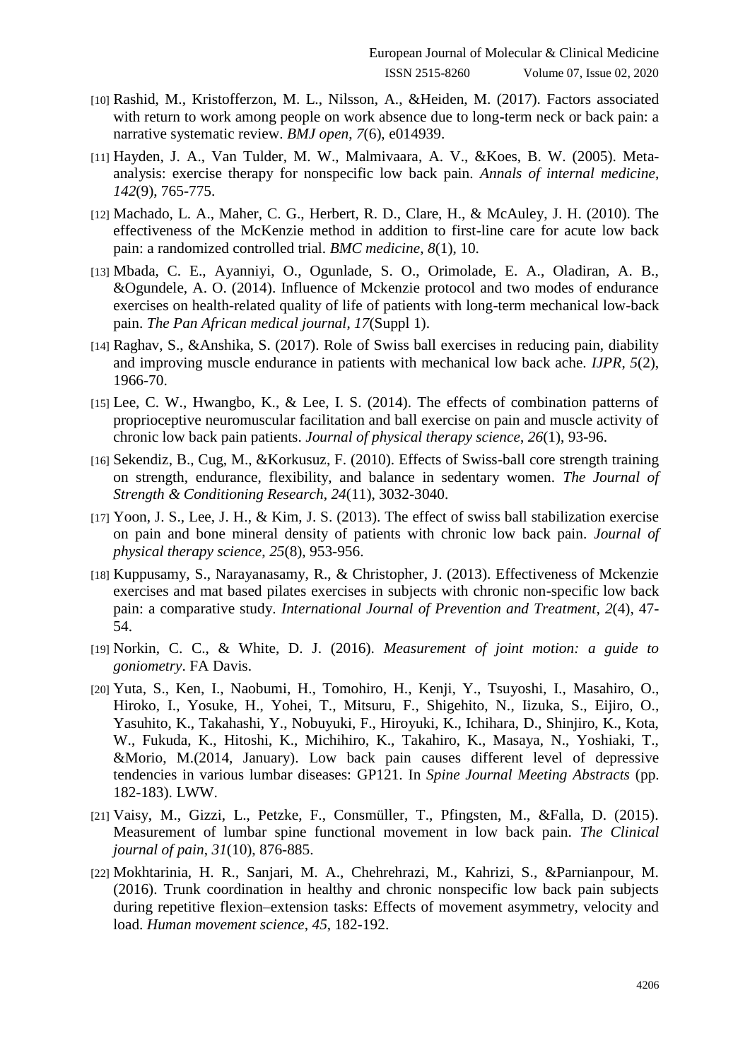[10] Rashid, M., Kristofferzon, M. L., Nilsson, A., &Heiden, M. (2017). Factors associated with return to work among people on work absence due to long-term neck or back pain: a narrative systematic review. *BMJ open*, *7*(6), e014939.

[11] Hayden, J. A., Van Tulder, M. W., Malmivaara, A. V., &Koes, B. W. (2005). Meta-analysis: exercise therapy for nonspecific low back pain. *Annals of internal medicine*, *142*(9), 765-775.

[12] Machado, L. A., Maher, C. G., Herbert, R. D., Clare, H., & McAuley, J. H. (2010). The effectiveness of the McKenzie method in addition to first-line care for acute low back pain: a randomized controlled trial. *BMC medicine*, *8*(1), 10.

[13] Mbada, C. E., Ayanniyi, O., Ogunlade, S. O., Orimolade, E. A., Oladiran, A. B., &Ogundele, A. O. (2014). Influence of Mckenzie protocol and two modes of endurance exercises on health-related quality of life of patients with long-term mechanical low-back pain. *The Pan African medical journal*, *17*(Suppl 1).

[14] Raghav, S., &Anshika, S. (2017). Role of Swiss ball exercises in reducing pain, diability and improving muscle endurance in patients with mechanical low back ache. *IJPR*, *5*(2), 1966-70.

[15] Lee, C. W., Hwangbo, K., & Lee, I. S. (2014). The effects of combination patterns of proprioceptive neuromuscular facilitation and ball exercise on pain and muscle activity of chronic low back pain patients. *Journal of physical therapy science*, *26*(1), 93-96.

[16] Sekendiz, B., Cug, M., &Korkusuz, F. (2010). Effects of Swiss-ball core strength training on strength, endurance, flexibility, and balance in sedentary women. *The Journal of Strength & Conditioning Research*, *24*(11), 3032-3040.

[17] Yoon, J. S., Lee, J. H., & Kim, J. S. (2013). The effect of swiss ball stabilization exercise on pain and bone mineral density of patients with chronic low back pain. *Journal of physical therapy science*, *25*(8), 953-956.

[18] Kuppusamy, S., Narayanasamy, R., & Christopher, J. (2013). Effectiveness of Mckenzie exercises and mat based pilates exercises in subjects with chronic non-specific low back pain: a comparative study. *International Journal of Prevention and Treatment*, *2*(4), 47-54.

[19] Norkin, C. C., & White, D. J. (2016). *Measurement of joint motion: a guide to goniometry*. FA Davis.

[20] Yuta, S., Ken, I., Naobumi, H., Tomohiro, H., Kenji, Y., Tsuyoshi, I., Masahiro, O., Hiroko, I., Yosuke, H., Yohei, T., Mitsuru, F., Shigehito, N., Iizuka, S., Eijiro, O., Yasuhito, K., Takahashi, Y., Nobuyuki, F., Hiroyuki, K., Ichihara, D., Shinjiro, K., Kota, W., Fukuda, K., Hitoshi, K., Michihiro, K., Takahiro, K., Masaya, N., Yoshiaki, T., &Morio, M.(2014, January). Low back pain causes different level of depressive tendencies in various lumbar diseases: GP121. In *Spine Journal Meeting Abstracts* (pp. 182-183). LWW.

[21] Vaisy, M., Gizzi, L., Petzke, F., Consmüller, T., Pfingsten, M., &Falla, D. (2015). Measurement of lumbar spine functional movement in low back pain. *The Clinical journal of pain*, *31*(10), 876-885.

[22] Mokhtarinia, H. R., Sanjari, M. A., Chehrehrazi, M., Kahrizi, S., &Parnianpour, M. (2016). Trunk coordination in healthy and chronic nonspecific low back pain subjects during repetitive flexion–extension tasks: Effects of movement asymmetry, velocity and load. *Human movement science*, *45*, 182-192.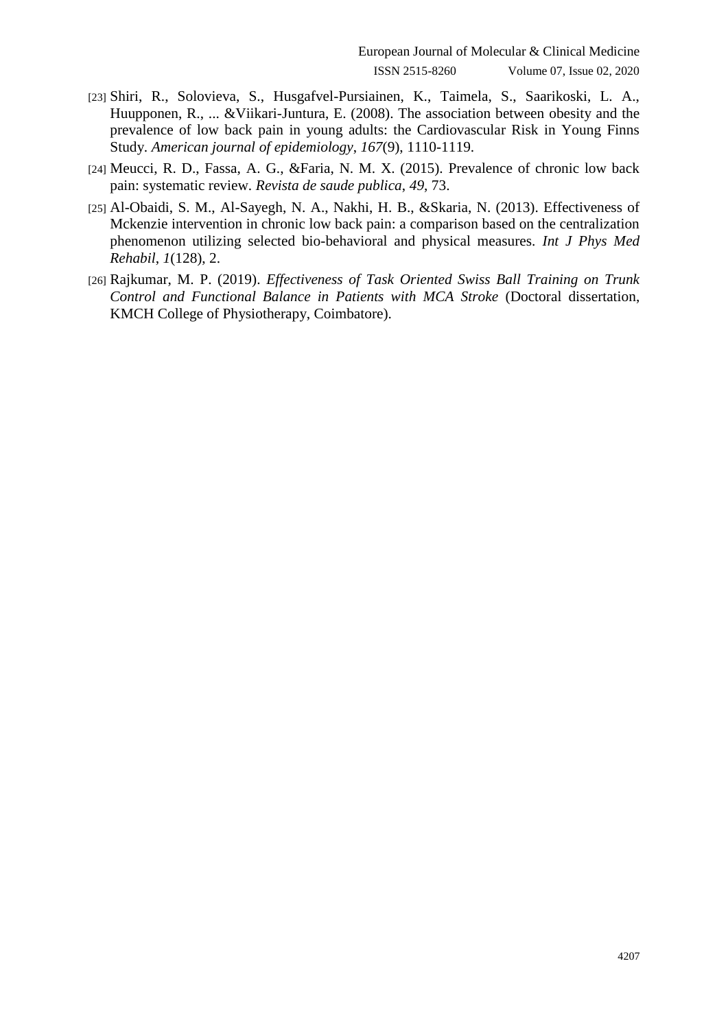[23] Shiri, R., Solovieva, S., Husgafvel-Pursiainen, K., Taimela, S., Saarikoski, L. A., Huupponen, R., ... &Viikari-Juntura, E. (2008). The association between obesity and the prevalence of low back pain in young adults: the Cardiovascular Risk in Young Finns Study. *American journal of epidemiology*, *167*(9), 1110-1119.

[24] Meucci, R. D., Fassa, A. G., &Faria, N. M. X. (2015). Prevalence of chronic low back pain: systematic review. *Revista de saude publica*, *49*, 73.

[25] Al-Obaidi, S. M., Al-Sayegh, N. A., Nakhi, H. B., &Skaria, N. (2013). Effectiveness of Mckenzie intervention in chronic low back pain: a comparison based on the centralization phenomenon utilizing selected bio-behavioral and physical measures. *Int J Phys Med Rehabil*, *1*(128), 2.

[26] Rajkumar, M. P. (2019). *Effectiveness of Task Oriented Swiss Ball Training on Trunk Control and Functional Balance in Patients with MCA Stroke* (Doctoral dissertation, KMCH College of Physiotherapy, Coimbatore).